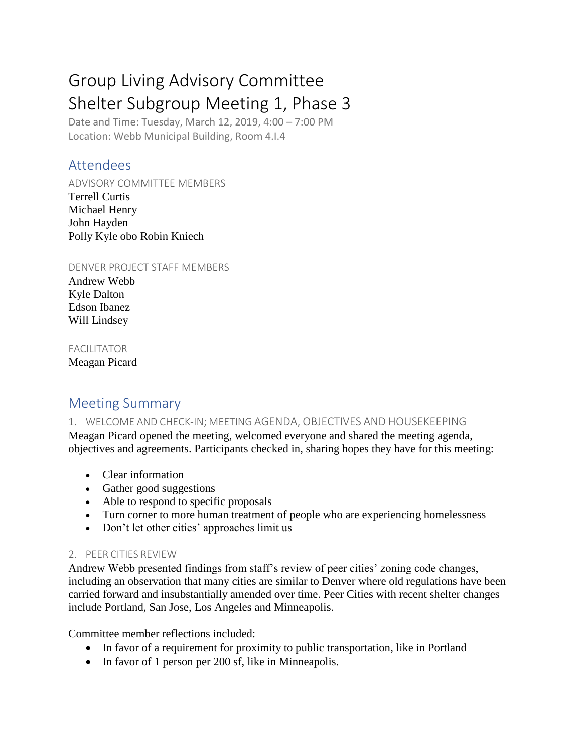# Group Living Advisory Committee
# Shelter Subgroup Meeting 1, Phase 3

Date and Time: Tuesday, March 12, 2019, 4:00 – 7:00 PM
Location: Webb Municipal Building, Room 4.I.4

## Attendees

ADVISORY COMMITTEE MEMBERS
Terrell Curtis
Michael Henry
John Hayden
Polly Kyle obo Robin Kniech

DENVER PROJECT STAFF MEMBERS
Andrew Webb
Kyle Dalton
Edson Ibanez
Will Lindsey

FACILITATOR
Meagan Picard

## Meeting Summary

### 1. WELCOME AND CHECK-IN; MEETING AGENDA, OBJECTIVES AND HOUSEKEEPING

Meagan Picard opened the meeting, welcomed everyone and shared the meeting agenda, objectives and agreements. Participants checked in, sharing hopes they have for this meeting:

- Clear information
- Gather good suggestions
- Able to respond to specific proposals
- Turn corner to more human treatment of people who are experiencing homelessness
- Don't let other cities' approaches limit us

### 2. PEER CITIES REVIEW

Andrew Webb presented findings from staff's review of peer cities' zoning code changes, including an observation that many cities are similar to Denver where old regulations have been carried forward and insubstantially amended over time. Peer Cities with recent shelter changes include Portland, San Jose, Los Angeles and Minneapolis.

Committee member reflections included:

- In favor of a requirement for proximity to public transportation, like in Portland
- In favor of 1 person per 200 sf, like in Minneapolis.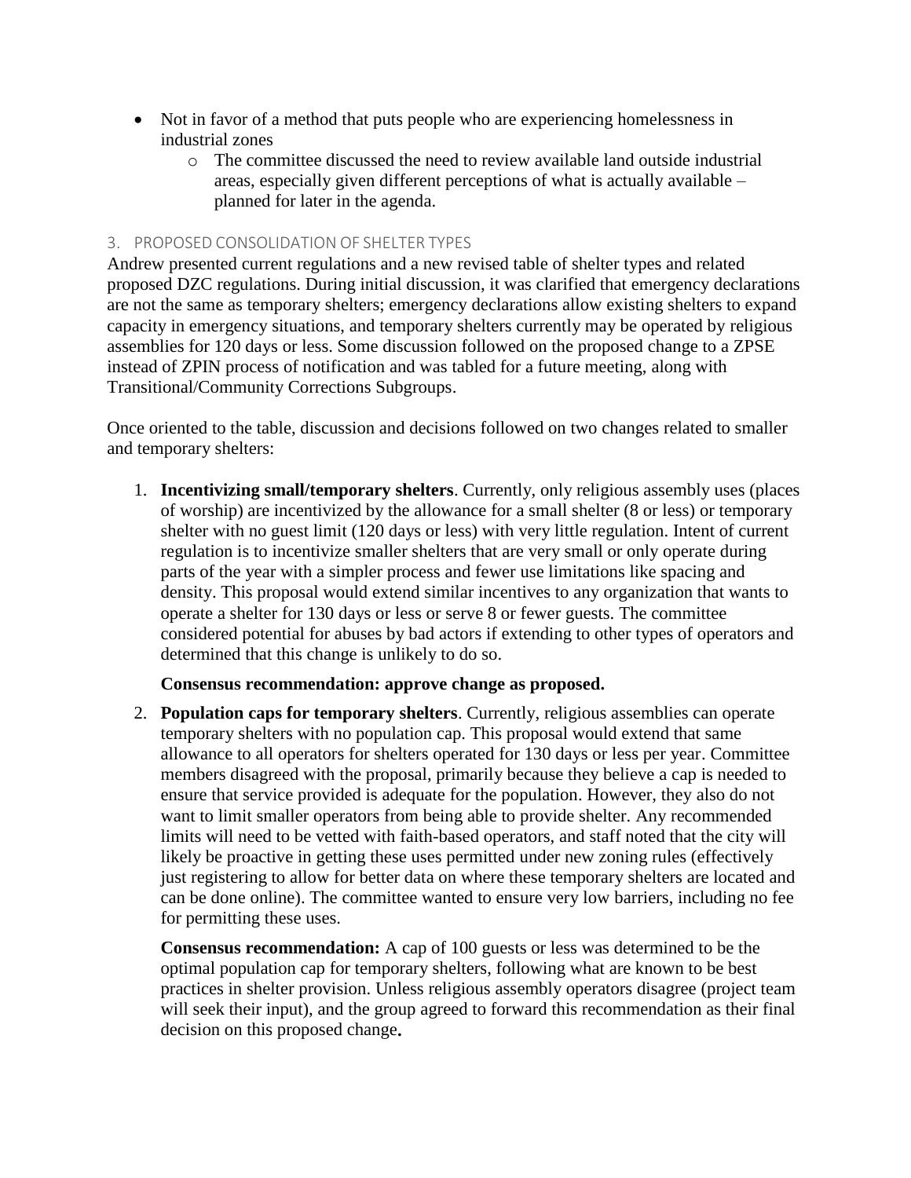- Not in favor of a method that puts people who are experiencing homelessness in industrial zones
    - The committee discussed the need to review available land outside industrial areas, especially given different perceptions of what is actually available – planned for later in the agenda.

### 3. PROPOSED CONSOLIDATION OF SHELTER TYPES

Andrew presented current regulations and a new revised table of shelter types and related proposed DZC regulations. During initial discussion, it was clarified that emergency declarations are not the same as temporary shelters; emergency declarations allow existing shelters to expand capacity in emergency situations, and temporary shelters currently may be operated by religious assemblies for 120 days or less. Some discussion followed on the proposed change to a ZPSE instead of ZPIN process of notification and was tabled for a future meeting, along with Transitional/Community Corrections Subgroups.

Once oriented to the table, discussion and decisions followed on two changes related to smaller and temporary shelters:

1. **Incentivizing small/temporary shelters**. Currently, only religious assembly uses (places of worship) are incentivized by the allowance for a small shelter (8 or less) or temporary shelter with no guest limit (120 days or less) with very little regulation. Intent of current regulation is to incentivize smaller shelters that are very small or only operate during parts of the year with a simpler process and fewer use limitations like spacing and density. This proposal would extend similar incentives to any organization that wants to operate a shelter for 130 days or less or serve 8 or fewer guests. The committee considered potential for abuses by bad actors if extending to other types of operators and determined that this change is unlikely to do so.

    **Consensus recommendation: approve change as proposed.**

2. **Population caps for temporary shelters**. Currently, religious assemblies can operate temporary shelters with no population cap. This proposal would extend that same allowance to all operators for shelters operated for 130 days or less per year. Committee members disagreed with the proposal, primarily because they believe a cap is needed to ensure that service provided is adequate for the population. However, they also do not want to limit smaller operators from being able to provide shelter. Any recommended limits will need to be vetted with faith-based operators, and staff noted that the city will likely be proactive in getting these uses permitted under new zoning rules (effectively just registering to allow for better data on where these temporary shelters are located and can be done online). The committee wanted to ensure very low barriers, including no fee for permitting these uses.

    **Consensus recommendation:** A cap of 100 guests or less was determined to be the optimal population cap for temporary shelters, following what are known to be best practices in shelter provision. Unless religious assembly operators disagree (project team will seek their input), and the group agreed to forward this recommendation as their final decision on this proposed change**.**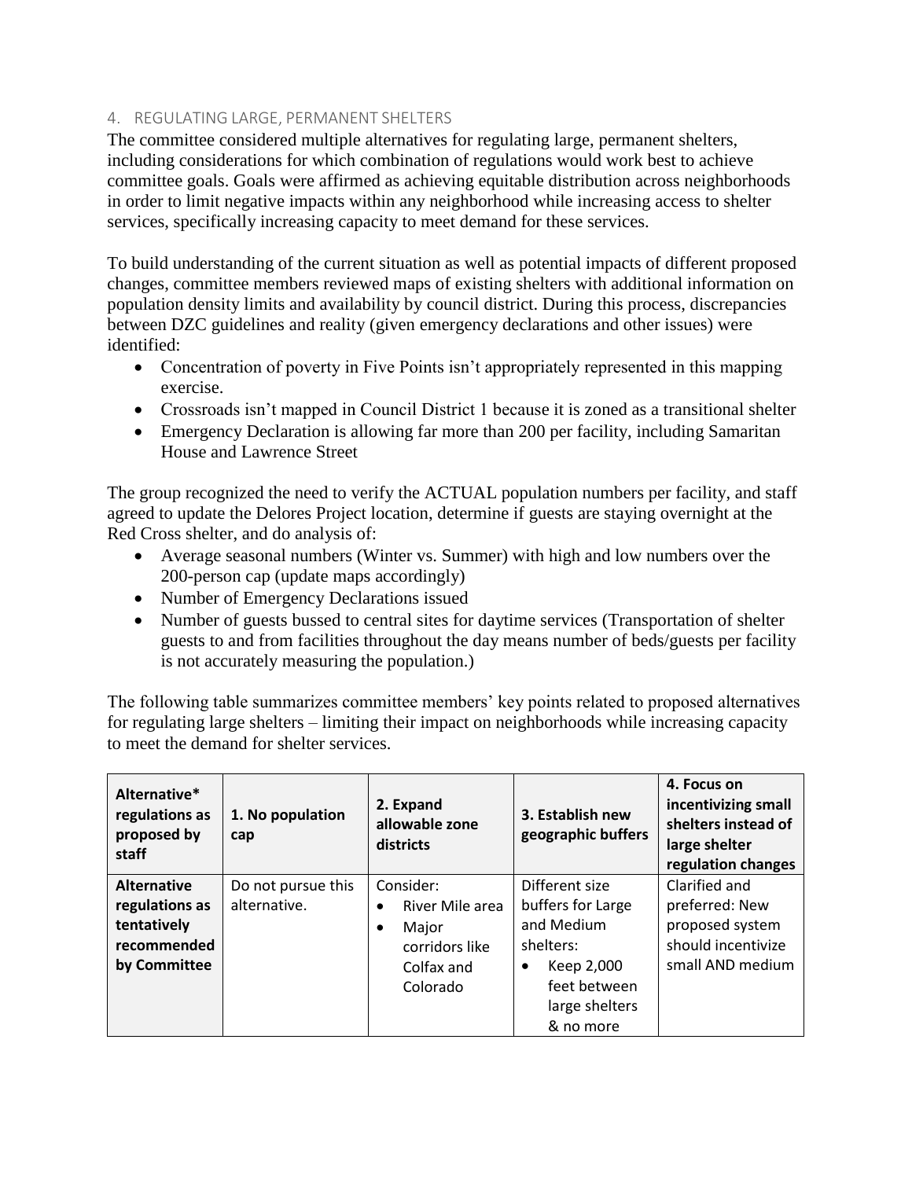## 4. REGULATING LARGE, PERMANENT SHELTERS

The committee considered multiple alternatives for regulating large, permanent shelters, including considerations for which combination of regulations would work best to achieve committee goals. Goals were affirmed as achieving equitable distribution across neighborhoods in order to limit negative impacts within any neighborhood while increasing access to shelter services, specifically increasing capacity to meet demand for these services.

To build understanding of the current situation as well as potential impacts of different proposed changes, committee members reviewed maps of existing shelters with additional information on population density limits and availability by council district. During this process, discrepancies between DZC guidelines and reality (given emergency declarations and other issues) were identified:

- Concentration of poverty in Five Points isn't appropriately represented in this mapping exercise.
- Crossroads isn't mapped in Council District 1 because it is zoned as a transitional shelter
- Emergency Declaration is allowing far more than 200 per facility, including Samaritan House and Lawrence Street

The group recognized the need to verify the ACTUAL population numbers per facility, and staff agreed to update the Delores Project location, determine if guests are staying overnight at the Red Cross shelter, and do analysis of:

- Average seasonal numbers (Winter vs. Summer) with high and low numbers over the 200-person cap (update maps accordingly)
- Number of Emergency Declarations issued
- Number of guests bussed to central sites for daytime services (Transportation of shelter guests to and from facilities throughout the day means number of beds/guests per facility is not accurately measuring the population.)

The following table summarizes committee members' key points related to proposed alternatives for regulating large shelters – limiting their impact on neighborhoods while increasing capacity to meet the demand for shelter services.

| **Alternative* regulations as proposed by staff** | **1. No population cap** | **2. Expand allowable zone districts** | **3. Establish new geographic buffers** | **4. Focus on incentivizing small shelters instead of large shelter regulation changes** |
|---|---|---|---|---|
| **Alternative regulations as tentatively recommended by Committee** | Do not pursue this alternative. | Consider:<br>• River Mile area<br>• Major corridors like Colfax and Colorado | Different size buffers for Large and Medium shelters:<br>• Keep 2,000 feet between large shelters & no more | Clarified and preferred: New proposed system should incentivize small AND medium |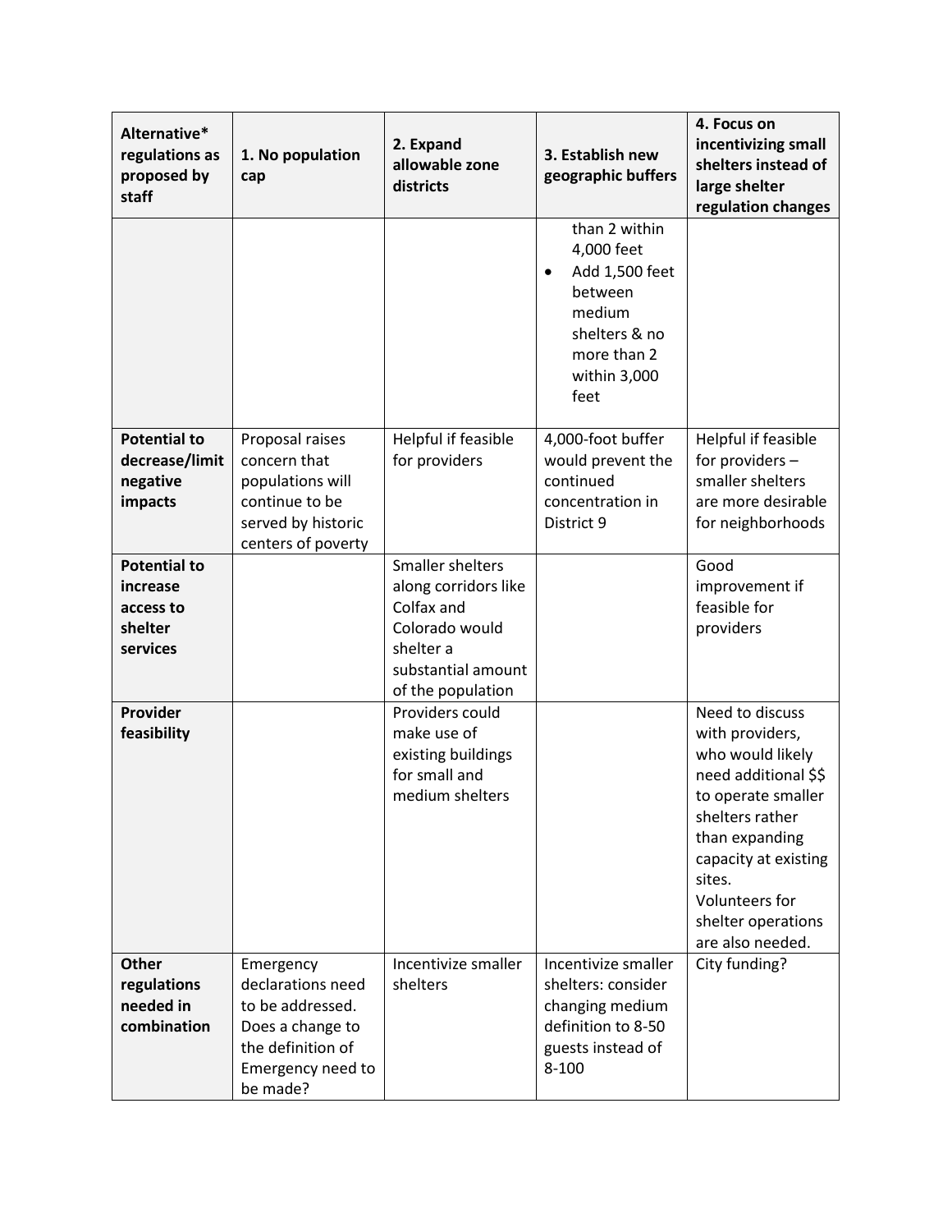| Alternative* regulations as proposed by staff | 1. No population cap | 2. Expand allowable zone districts | 3. Establish new geographic buffers | 4. Focus on incentivizing small shelters instead of large shelter regulation changes |
|---|---|---|---|---|
| | | | than 2 within 4,000 feet<br>• Add 1,500 feet between medium shelters & no more than 2 within 3,000 feet | |
| **Potential to decrease/limit negative impacts** | Proposal raises concern that populations will continue to be served by historic centers of poverty | Helpful if feasible for providers | 4,000-foot buffer would prevent the continued concentration in District 9 | Helpful if feasible for providers – smaller shelters are more desirable for neighborhoods |
| **Potential to increase access to shelter services** | | Smaller shelters along corridors like Colfax and Colorado would shelter a substantial amount of the population | | Good improvement if feasible for providers |
| **Provider feasibility** | | Providers could make use of existing buildings for small and medium shelters | | Need to discuss with providers, who would likely need additional $$ to operate smaller shelters rather than expanding capacity at existing sites.<br>Volunteers for shelter operations are also needed. |
| **Other regulations needed in combination** | Emergency declarations need to be addressed. Does a change to the definition of Emergency need to be made? | Incentivize smaller shelters | Incentivize smaller shelters: consider changing medium definition to 8-50 guests instead of 8-100 | City funding? |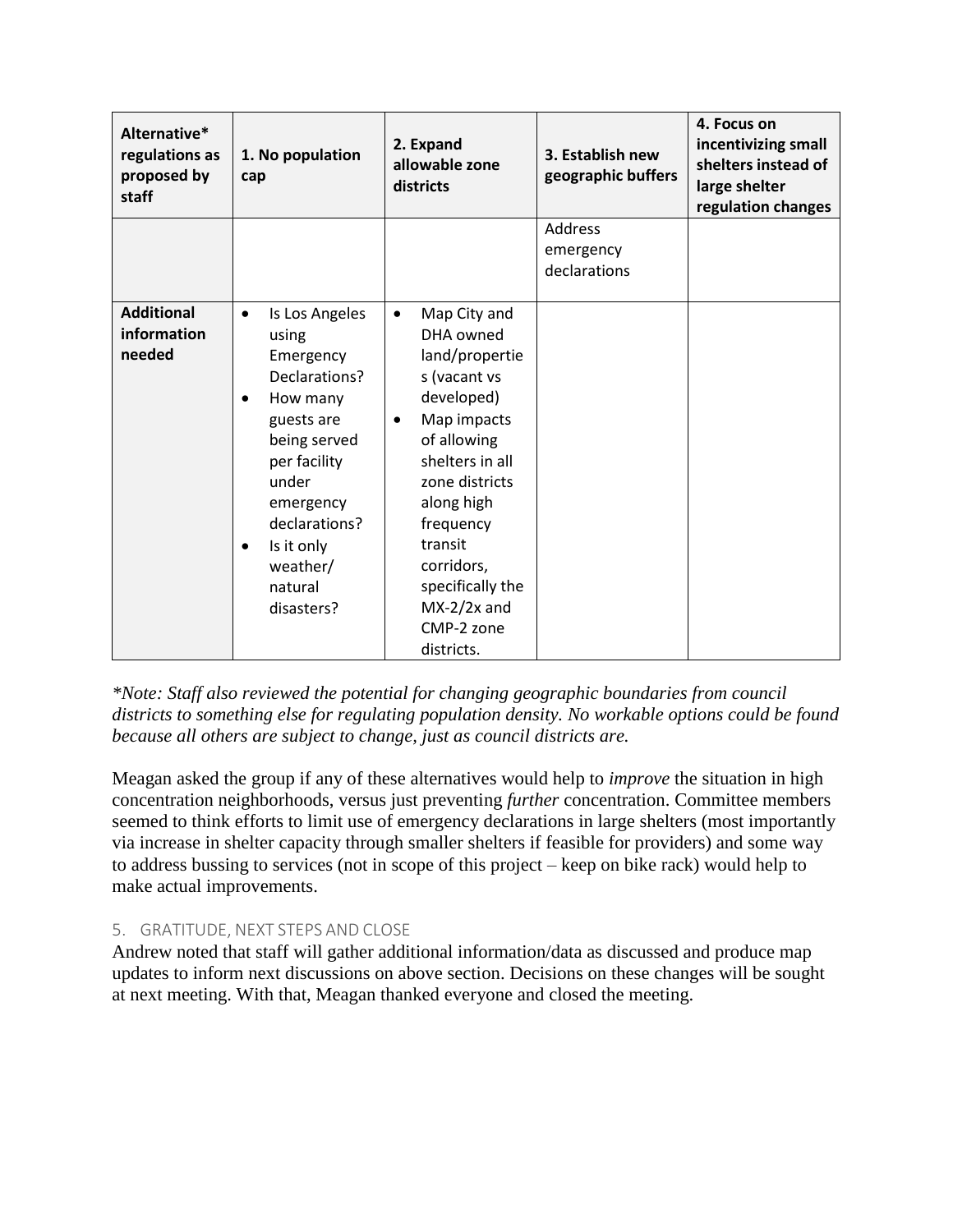| Alternative* regulations as proposed by staff | 1. No population cap | 2. Expand allowable zone districts | 3. Establish new geographic buffers | 4. Focus on incentivizing small shelters instead of large shelter regulation changes |
|---|---|---|---|---|
| | | | Address emergency declarations | |
| **Additional information needed** | • Is Los Angeles using Emergency Declarations?<br>• How many guests are being served per facility under emergency declarations?<br>• Is it only weather/ natural disasters? | • Map City and DHA owned land/properties (vacant vs developed)<br>• Map impacts of allowing shelters in all zone districts along high frequency transit corridors, specifically the MX-2/2x and CMP-2 zone districts. | | |

*\*Note: Staff also reviewed the potential for changing geographic boundaries from council districts to something else for regulating population density. No workable options could be found because all others are subject to change, just as council districts are.*

Meagan asked the group if any of these alternatives would help to *improve* the situation in high concentration neighborhoods, versus just preventing *further* concentration. Committee members seemed to think efforts to limit use of emergency declarations in large shelters (most importantly via increase in shelter capacity through smaller shelters if feasible for providers) and some way to address bussing to services (not in scope of this project – keep on bike rack) would help to make actual improvements.

## 5. GRATITUDE, NEXT STEPS AND CLOSE

Andrew noted that staff will gather additional information/data as discussed and produce map updates to inform next discussions on above section. Decisions on these changes will be sought at next meeting. With that, Meagan thanked everyone and closed the meeting.